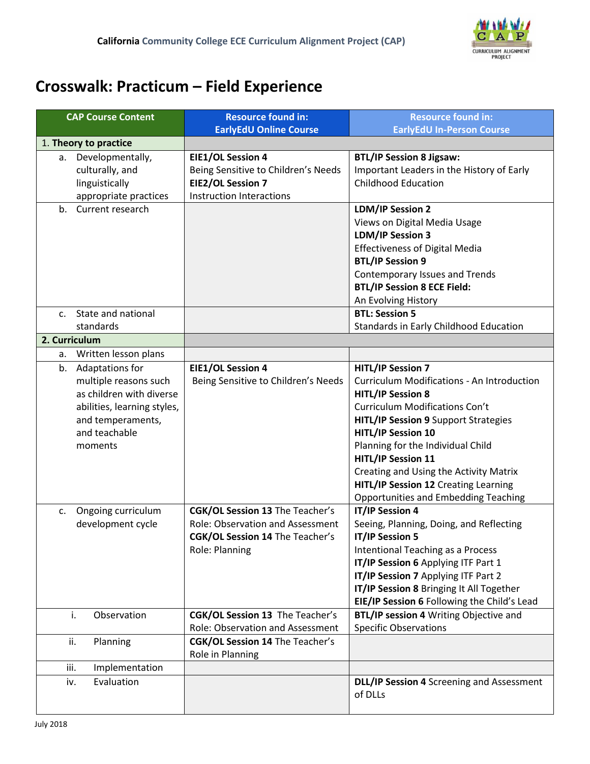California Community College ECE Curriculum Alignment Project (CAP)

# Crosswalk: Practicum – Field Experience

| CAP Course Content | Resource found in: EarlyEdU Online Course | Resource found in: EarlyEdU In-Person Course |
|---|---|---|
| 1. **Theory to practice** | | |
| a. Developmentally, culturally, and linguistically appropriate practices | **EIE1/OL Session 4** Being Sensitive to Children's Needs **EIE2/OL Session 7** Instruction Interactions | **BTL/IP Session 8 Jigsaw:** Important Leaders in the History of Early Childhood Education |
| b. Current research | | **LDM/IP Session 2** Views on Digital Media Usage **LDM/IP Session 3** Effectiveness of Digital Media **BTL/IP Session 9** Contemporary Issues and Trends **BTL/IP Session 8 ECE Field:** An Evolving History |
| c. State and national standards | | **BTL: Session 5** Standards in Early Childhood Education |
| **2. Curriculum** | | |
| a. Written lesson plans | | |
| b. Adaptations for multiple reasons such as children with diverse abilities, learning styles, and temperaments, and teachable moments | **EIE1/OL Session 4** Being Sensitive to Children's Needs | **HITL/IP Session 7** Curriculum Modifications - An Introduction **HITL/IP Session 8** Curriculum Modifications Con't **HITL/IP Session 9** Support Strategies **HITL/IP Session 10** Planning for the Individual Child **HITL/IP Session 11** Creating and Using the Activity Matrix **HITL/IP Session 12** Creating Learning Opportunities and Embedding Teaching |
| c. Ongoing curriculum development cycle | **CGK/OL Session 13** The Teacher's Role: Observation and Assessment **CGK/OL Session 14** The Teacher's Role: Planning | **IT/IP Session 4** Seeing, Planning, Doing, and Reflecting **IT/IP Session 5** Intentional Teaching as a Process **IT/IP Session 6** Applying ITF Part 1 **IT/IP Session 7** Applying ITF Part 2 **IT/IP Session 8** Bringing It All Together **EIE/IP Session 6** Following the Child's Lead |
| i. Observation | **CGK/OL Session 13** The Teacher's Role: Observation and Assessment | **BTL/IP session 4** Writing Objective and Specific Observations |
| ii. Planning | **CGK/OL Session 14** The Teacher's Role in Planning | |
| iii. Implementation | | |
| iv. Evaluation | | **DLL/IP Session 4** Screening and Assessment of DLLs |

July 2018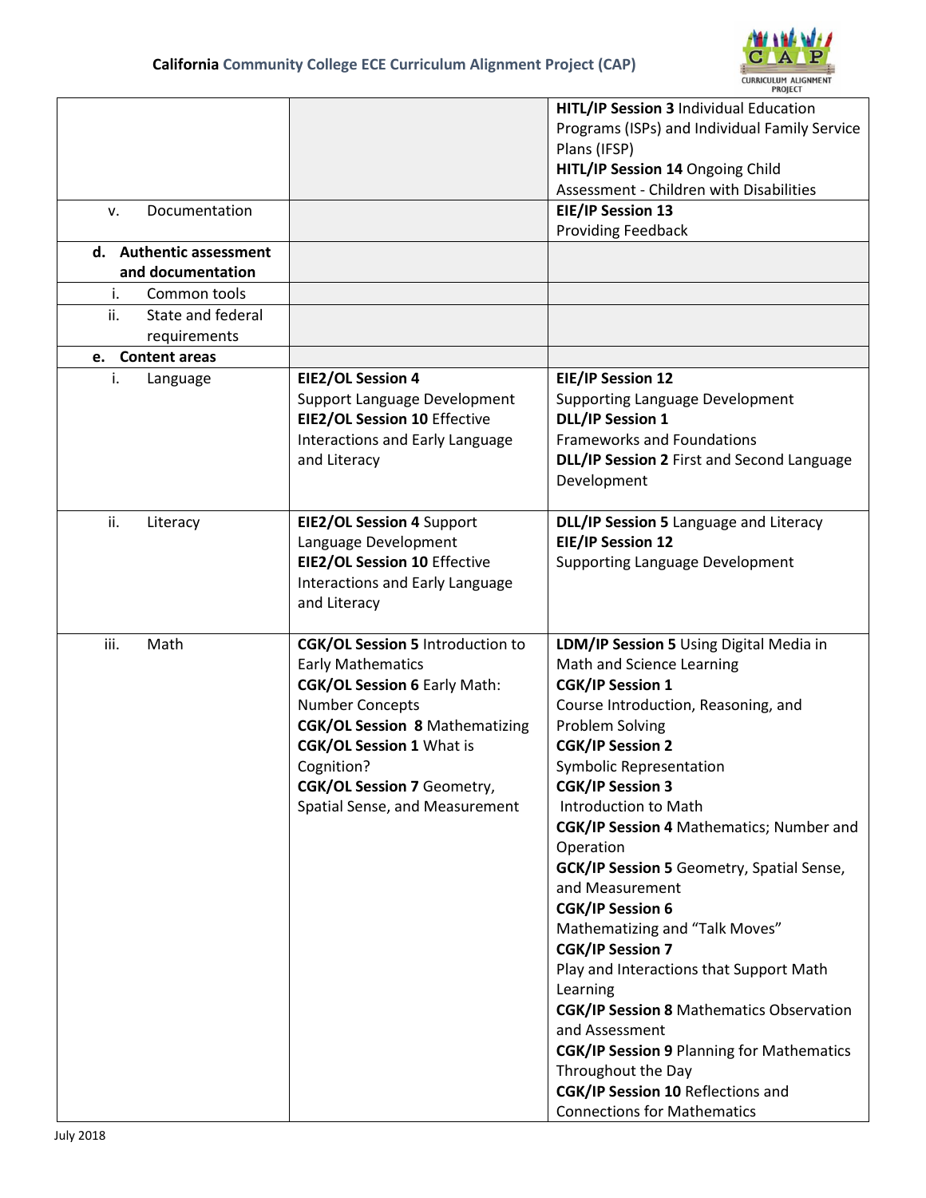| | | |
|---|---|---|
| | | **HITL/IP Session 3** Individual Education Programs (ISPs) and Individual Family Service Plans (IFSP)<br>**HITL/IP Session 14** Ongoing Child Assessment - Children with Disabilities |
| v. Documentation | | **EIE/IP Session 13**<br>Providing Feedback |
| **d. Authentic assessment and documentation** | | |
| i. Common tools | | |
| ii. State and federal requirements | | |
| **e. Content areas** | | |
| i. Language | **EIE2/OL Session 4**<br>Support Language Development<br>**EIE2/OL Session 10** Effective Interactions and Early Language and Literacy | **EIE/IP Session 12**<br>Supporting Language Development<br>**DLL/IP Session 1**<br>Frameworks and Foundations<br>**DLL/IP Session 2** First and Second Language Development |
| ii. Literacy | **EIE2/OL Session 4** Support Language Development<br>**EIE2/OL Session 10** Effective Interactions and Early Language and Literacy | **DLL/IP Session 5** Language and Literacy<br>**EIE/IP Session 12**<br>Supporting Language Development |
| iii. Math | **CGK/OL Session 5** Introduction to Early Mathematics<br>**CGK/OL Session 6** Early Math: Number Concepts<br>**CGK/OL Session 8** Mathematizing<br>**CGK/OL Session 1** What is Cognition?<br>**CGK/OL Session 7** Geometry, Spatial Sense, and Measurement | **LDM/IP Session 5** Using Digital Media in Math and Science Learning<br>**CGK/IP Session 1**<br>Course Introduction, Reasoning, and Problem Solving<br>**CGK/IP Session 2**<br>Symbolic Representation<br>**CGK/IP Session 3**<br>Introduction to Math<br>**CGK/IP Session 4** Mathematics; Number and Operation<br>**GCK/IP Session 5** Geometry, Spatial Sense, and Measurement<br>**CGK/IP Session 6**<br>Mathematizing and "Talk Moves"<br>**CGK/IP Session 7**<br>Play and Interactions that Support Math Learning<br>**CGK/IP Session 8** Mathematics Observation and Assessment<br>**CGK/IP Session 9** Planning for Mathematics Throughout the Day<br>**CGK/IP Session 10** Reflections and Connections for Mathematics |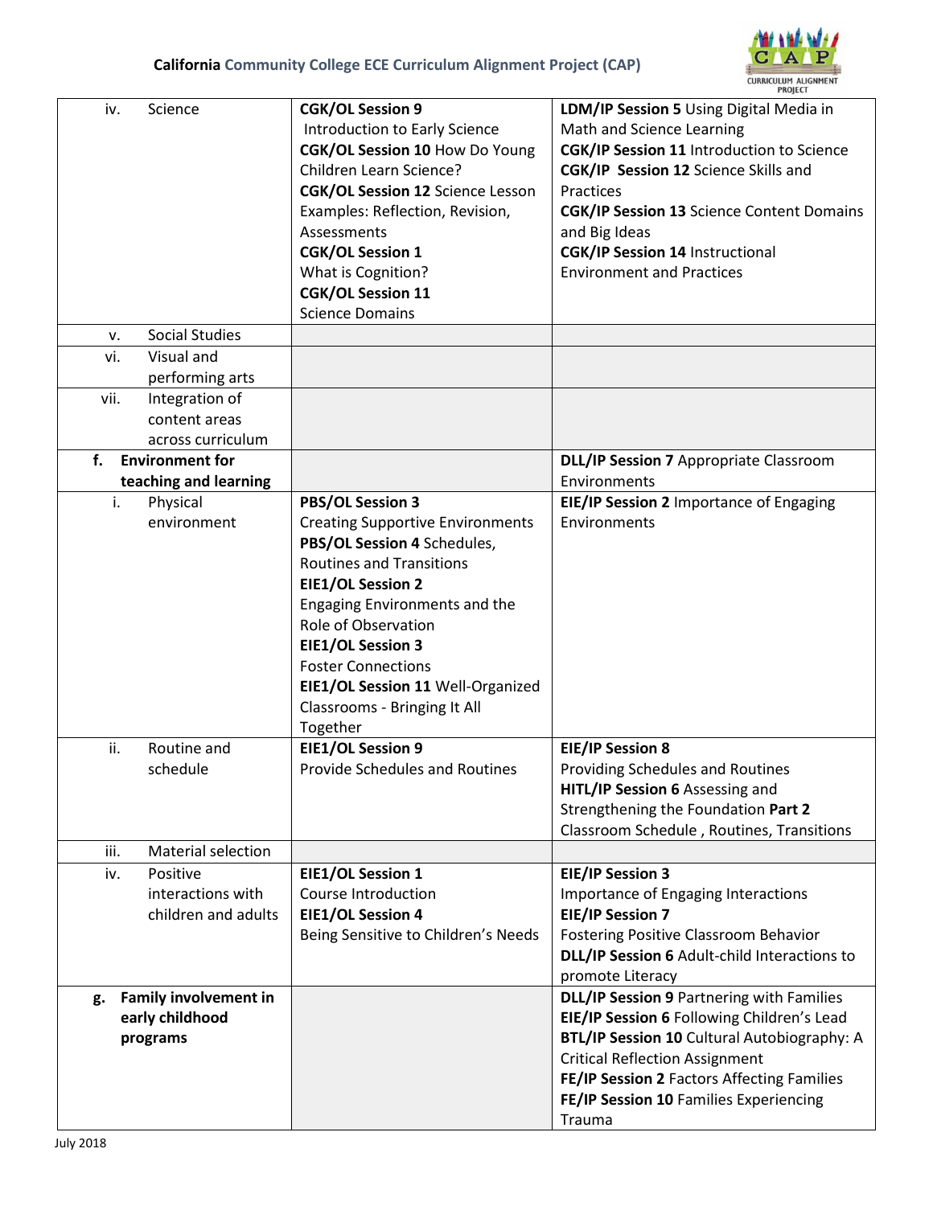| | | |
|---|---|---|
| iv. Science | **CGK/OL Session 9** Introduction to Early Science<br>**CGK/OL Session 10** How Do Young Children Learn Science?<br>**CGK/OL Session 12** Science Lesson Examples: Reflection, Revision, Assessments<br>**CGK/OL Session 1** What is Cognition?<br>**CGK/OL Session 11** Science Domains | **LDM/IP Session 5** Using Digital Media in Math and Science Learning<br>**CGK/IP Session 11** Introduction to Science<br>**CGK/IP Session 12** Science Skills and Practices<br>**CGK/IP Session 13** Science Content Domains and Big Ideas<br>**CGK/IP Session 14** Instructional Environment and Practices |
| v. Social Studies | | |
| vi. Visual and performing arts | | |
| vii. Integration of content areas across curriculum | | |
| **f. Environment for teaching and learning** | | **DLL/IP Session 7** Appropriate Classroom Environments |
| i. Physical environment | **PBS/OL Session 3** Creating Supportive Environments<br>**PBS/OL Session 4** Schedules, Routines and Transitions<br>**EIE1/OL Session 2** Engaging Environments and the Role of Observation<br>**EIE1/OL Session 3** Foster Connections<br>**EIE1/OL Session 11** Well-Organized Classrooms - Bringing It All Together | **EIE/IP Session 2** Importance of Engaging Environments |
| ii. Routine and schedule | **EIE1/OL Session 9** Provide Schedules and Routines | **EIE/IP Session 8** Providing Schedules and Routines<br>**HITL/IP Session 6** Assessing and Strengthening the Foundation **Part 2** Classroom Schedule , Routines, Transitions |
| iii. Material selection | | |
| iv. Positive interactions with children and adults | **EIE1/OL Session 1** Course Introduction<br>**EIE1/OL Session 4** Being Sensitive to Children's Needs | **EIE/IP Session 3** Importance of Engaging Interactions<br>**EIE/IP Session 7** Fostering Positive Classroom Behavior<br>**DLL/IP Session 6** Adult-child Interactions to promote Literacy |
| **g. Family involvement in early childhood programs** | | **DLL/IP Session 9** Partnering with Families<br>**EIE/IP Session 6** Following Children's Lead<br>**BTL/IP Session 10** Cultural Autobiography: A Critical Reflection Assignment<br>**FE/IP Session 2** Factors Affecting Families<br>**FE/IP Session 10** Families Experiencing Trauma |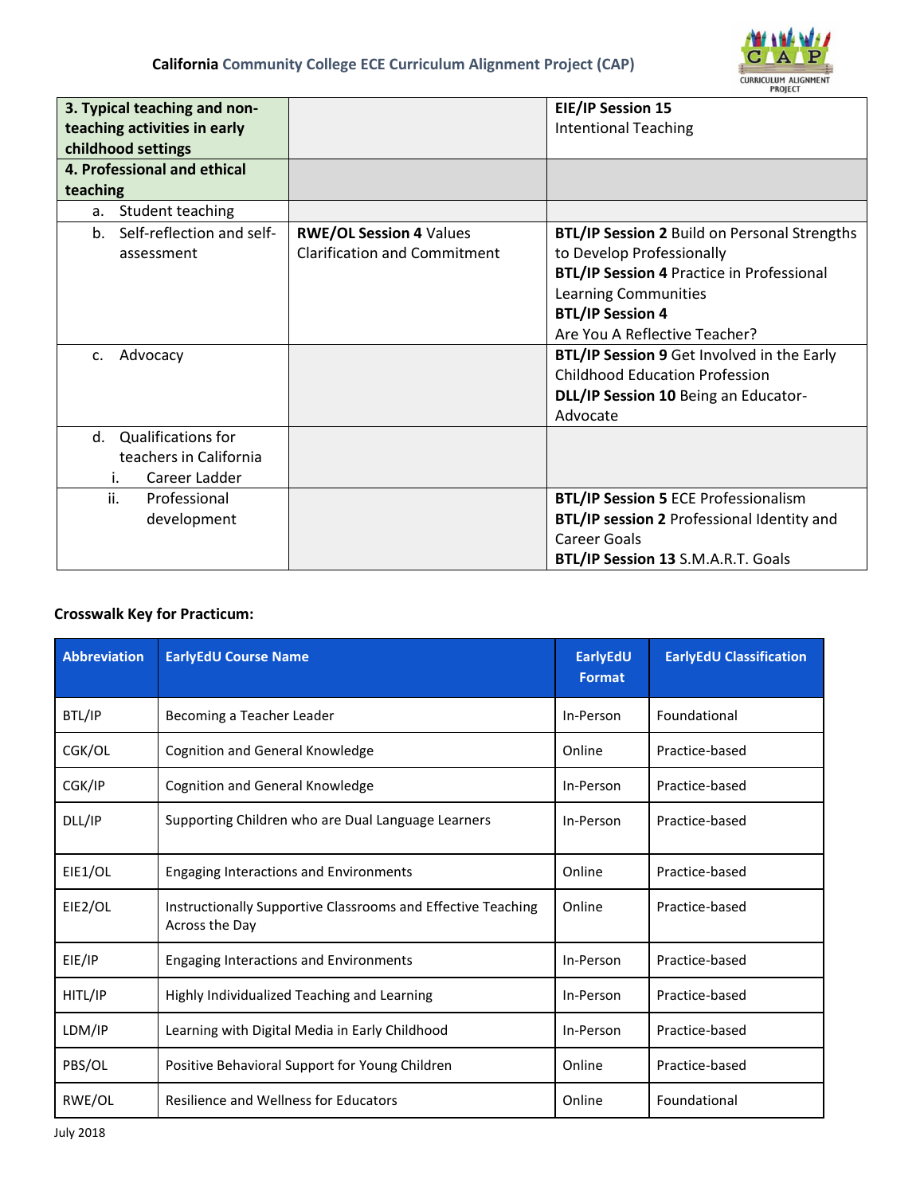| | | |
|---|---|---|
| **3. Typical teaching and non-teaching activities in early childhood settings** | | **EIE/IP Session 15** Intentional Teaching |
| **4. Professional and ethical teaching** | | |
| a. Student teaching | | |
| b. Self-reflection and self-assessment | **RWE/OL Session 4** Values Clarification and Commitment | **BTL/IP Session 2** Build on Personal Strengths to Develop Professionally<br>**BTL/IP Session 4** Practice in Professional Learning Communities<br>**BTL/IP Session 4** Are You A Reflective Teacher? |
| c. Advocacy | | **BTL/IP Session 9** Get Involved in the Early Childhood Education Profession<br>**DLL/IP Session 10** Being an Educator-Advocate |
| d. Qualifications for teachers in California<br>i. Career Ladder | | |
| ii. Professional development | | **BTL/IP Session 5** ECE Professionalism<br>**BTL/IP session 2** Professional Identity and Career Goals<br>**BTL/IP Session 13** S.M.A.R.T. Goals |

**Crosswalk Key for Practicum:**

| Abbreviation | EarlyEdU Course Name | EarlyEdU Format | EarlyEdU Classification |
|---|---|---|---|
| BTL/IP | Becoming a Teacher Leader | In-Person | Foundational |
| CGK/OL | Cognition and General Knowledge | Online | Practice-based |
| CGK/IP | Cognition and General Knowledge | In-Person | Practice-based |
| DLL/IP | Supporting Children who are Dual Language Learners | In-Person | Practice-based |
| EIE1/OL | Engaging Interactions and Environments | Online | Practice-based |
| EIE2/OL | Instructionally Supportive Classrooms and Effective Teaching Across the Day | Online | Practice-based |
| EIE/IP | Engaging Interactions and Environments | In-Person | Practice-based |
| HITL/IP | Highly Individualized Teaching and Learning | In-Person | Practice-based |
| LDM/IP | Learning with Digital Media in Early Childhood | In-Person | Practice-based |
| PBS/OL | Positive Behavioral Support for Young Children | Online | Practice-based |
| RWE/OL | Resilience and Wellness for Educators | Online | Foundational |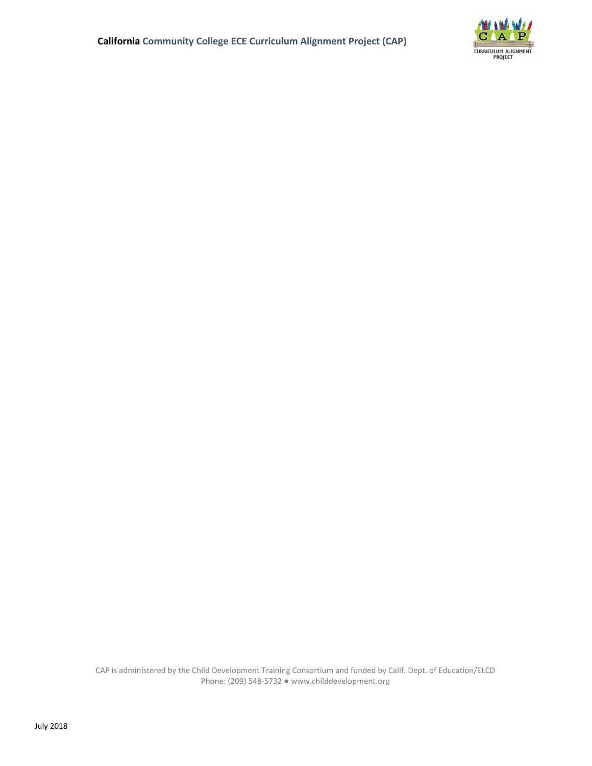CAP is administered by the Child Development Training Consortium and funded by Calif. Dept. of Education/ELCD
Phone: (209) 548-5732 ● www.childdevelopment.org